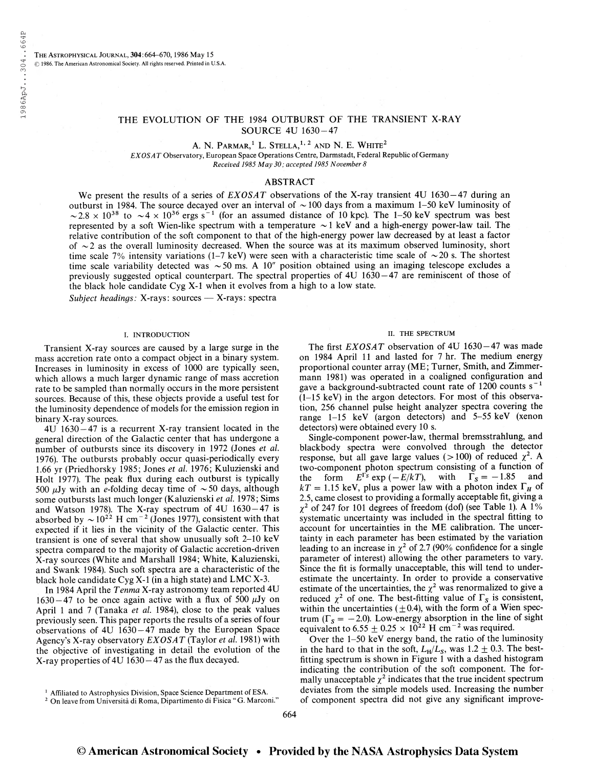# THE EVOLUTION OF THE 1984 OUTBURST OF THE TRANSIENT X-RAY SOURCE 4U 1630−47

A. N. PARMAR,[1] L. STELLA,[1,2] AND N. E. WHITE[2]

*EXOSAT* Observatory, European Space Operations Centre, Darmstadt, Federal Republic of Germany

*Received 1985 May 30; accepted 1985 November 8*

## ABSTRACT

We present the results of a series of *EXOSAT* observations of the X-ray transient 4U 1630−47 during an outburst in 1984. The source decayed over an interval of ~100 days from a maximum 1–50 keV luminosity of ~$2.8 \times 10^{38}$ to ~$4 \times 10^{36}$ ergs s$^{-1}$ (for an assumed distance of 10 kpc). The 1–50 keV spectrum was best represented by a soft Wien-like spectrum with a temperature ~1 keV and a high-energy power-law tail. The relative contribution of the soft component to that of the high-energy power law decreased by at least a factor of ~2 as the overall luminosity decreased. When the source was at its maximum observed luminosity, short time scale 7% intensity variations (1–7 keV) were seen with a characteristic time scale of ~20 s. The shortest time scale variability detected was ~50 ms. A 10″ position obtained using an imaging telescope excludes a previously suggested optical counterpart. The spectral properties of 4U 1630−47 are reminiscent of those of the black hole candidate Cyg X-1 when it evolves from a high to a low state.

*Subject headings:* X-rays: sources — X-rays: spectra

## I. INTRODUCTION

Transient X-ray sources are caused by a large surge in the mass accretion rate onto a compact object in a binary system. Increases in luminosity in excess of 1000 are typically seen, which allows a much larger dynamic range of mass accretion rate to be sampled than normally occurs in the more persistent sources. Because of this, these objects provide a useful test for the luminosity dependence of models for the emission region in binary X-ray sources.

4U 1630−47 is a recurrent X-ray transient located in the general direction of the Galactic center that has undergone a number of outbursts since its discovery in 1972 (Jones *et al.* 1976). The outbursts probably occur quasi-periodically every 1.66 yr (Priedhorsky 1985; Jones *et al.* 1976; Kuluzienski and Holt 1977). The peak flux during each outburst is typically 500 μJy with an *e*-folding decay time of ~50 days, although some outbursts last much longer (Kaluzienski *et al.* 1978; Sims and Watson 1978). The X-ray spectrum of 4U 1630−47 is absorbed by ~$10^{22}$ H cm$^{-2}$ (Jones 1977), consistent with that expected if it lies in the vicinity of the Galactic center. This transient is one of several that show unusually soft 2–10 keV spectra compared to the majority of Galactic accretion-driven X-ray sources (White and Marshall 1984; White, Kaluzienski, and Swank 1984). Such soft spectra are a characteristic of the black hole candidate Cyg X-1 (in a high state) and LMC X-3.

In 1984 April the *Tenma* X-ray astronomy team reported 4U 1630−47 to be once again active with a flux of 500 μJy on April 1 and 7 (Tanaka *et al.* 1984), close to the peak values previously seen. This paper reports the results of a series of four observations of 4U 1630−47 made by the European Space Agency's X-ray observatory *EXOSAT* (Taylor *et al.* 1981) with the objective of investigating in detail the evolution of the X-ray properties of 4U 1630−47 as the flux decayed.

[1] Affiliated to Astrophysics Division, Space Science Department of ESA.

[2] On leave from Università di Roma, Dipartimento di Fisica "G. Marconi."

## II. THE SPECTRUM

The first *EXOSAT* observation of 4U 1630−47 was made on 1984 April 11 and lasted for 7 hr. The medium energy proportional counter array (ME; Turner, Smith, and Zimmermann 1981) was operated in a coaligned configuration and gave a background-subtracted count rate of 1200 counts s$^{-1}$ (1–15 keV) in the argon detectors. For most of this observation, 256 channel pulse height analyzer spectra covering the range 1–15 keV (argon detectors) and 5–55 keV (xenon detectors) were obtained every 10 s.

Single-component power-law, thermal bremsstrahlung, and blackbody spectra were convolved through the detector response, but all gave large values (>100) of reduced $\chi^2$. A two-component photon spectrum consisting of a function of the form $E^{\Gamma_S} \exp(-E/kT)$, with $\Gamma_S = -1.85$ and $kT = 1.15$ keV, plus a power law with a photon index $\Gamma_H$ of 2.5, came closest to providing a formally acceptable fit, giving a $\chi^2$ of 247 for 101 degrees of freedom (dof) (see Table 1). A 1% systematic uncertainty was included in the spectral fitting to account for uncertainties in the ME calibration. The uncertainty in each parameter has been estimated by the variation leading to an increase in $\chi^2$ of 2.7 (90% confidence for a single parameter of interest) allowing the other parameters to vary. Since the fit is formally unacceptable, this will tend to underestimate the uncertainty. In order to provide a conservative estimate of the uncertainties, the $\chi^2$ was renormalized to give a reduced $\chi^2$ of one. The best-fitting value of $\Gamma_S$ is consistent, within the uncertainties (±0.4), with the form of a Wien spectrum ($\Gamma_S = -2.0$). Low-energy absorption in the line of sight equivalent to $6.55 \pm 0.25 \times 10^{22}$ H cm$^{-2}$ was required.

Over the 1–50 keV energy band, the ratio of the luminosity in the hard to that in the soft, $L_H/L_S$, was $1.2 \pm 0.3$. The best-fitting spectrum is shown in Figure 1 with a dashed histogram indicating the contribution of the soft component. The formally unacceptable $\chi^2$ indicates that the true incident spectrum deviates from the simple models used. Increasing the number of component spectra did not give any significant improve-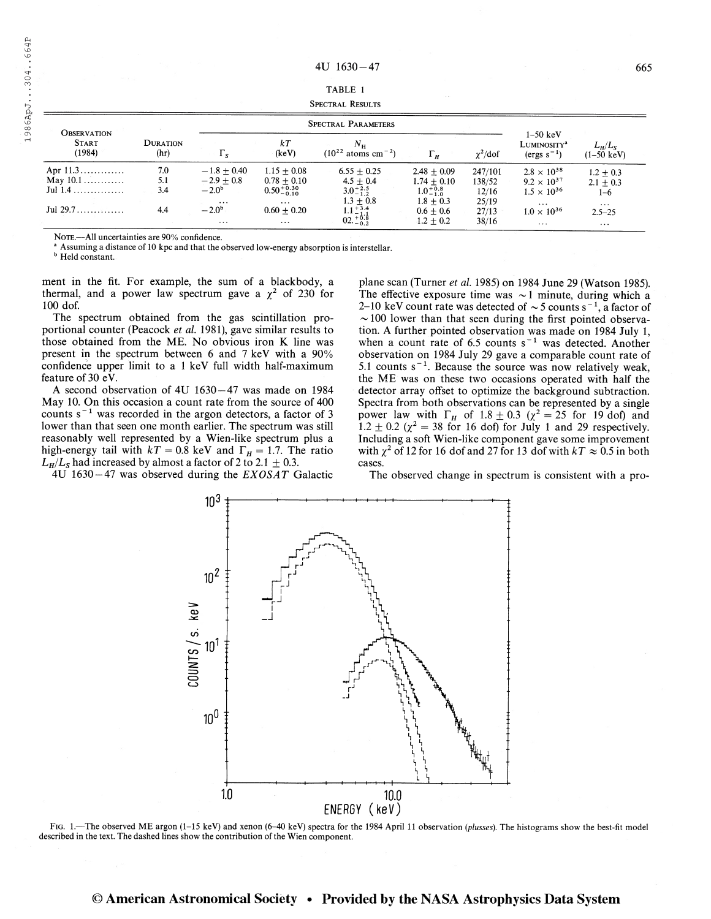TABLE 1

SPECTRAL RESULTS

| OBSERVATION START (1984) | DURATION (hr) | SPECTRAL PARAMETERS $\Gamma_S$ | $kT$ (keV) | $N_H$ ($10^{22}$ atoms cm$^{-2}$) | $\Gamma_H$ | $\chi^2$/dof | 1–50 keV LUMINOSITY[a] (ergs s$^{-1}$) | $L_H/L_S$ (1–50 keV) |
|---|---|---|---|---|---|---|---|---|
| Apr 11.3............. | 7.0 | $-1.8 \pm 0.40$ | $1.15 \pm 0.08$ | $6.55 \pm 0.25$ | $2.48 \pm 0.09$ | 247/101 | $2.8 \times 10^{38}$ | $1.2 \pm 0.3$ |
| May 10.1............ | 5.1 | $-2.9 \pm 0.8$ | $0.78 \pm 0.10$ | $4.5 \pm 0.4$ | $1.74 \pm 0.10$ | 138/52 | $9.2 \times 10^{37}$ | $2.1 \pm 0.3$ |
| Jul 1.4.............. | 3.4 | $-2.0$[b] | $0.50^{+0.30}_{-0.10}$ | $3.0^{+2.5}_{-1.2}$ | $1.0^{+0.8}_{-1.0}$ | 12/16 | $1.5 \times 10^{36}$ | 1–6 |
| | | ... | ... | $1.3 \pm 0.8$ | $1.8 \pm 0.3$ | 25/19 | ... | ... |
| Jul 29.7............. | 4.4 | $-2.0$[b] | $0.60 \pm 0.20$ | $1.1^{+3.4}_{-1.1}$ | $0.6 \pm 0.6$ | 27/13 | $1.0 \times 10^{36}$ | 2.5–25 |
| | | ... | ... | $02.^{+0.8}_{-0.2}$ | $1.2 \pm 0.2$ | 38/16 | ... | ... |

NOTE.—All uncertainties are 90% confidence.

[a] Assuming a distance of 10 kpc and that the observed low-energy absorption is interstellar.

[b] Held constant.

ment in the fit. For example, the sum of a blackbody, a thermal, and a power law spectrum gave a $\chi^2$ of 230 for 100 dof.

The spectrum obtained from the gas scintillation proportional counter (Peacock *et al.* 1981), gave similar results to those obtained from the ME. No obvious iron K line was present in the spectrum between 6 and 7 keV with a 90% confidence upper limit to a 1 keV full width half-maximum feature of 30 eV.

A second observation of 4U 1630–47 was made on 1984 May 10. On this occasion a count rate from the source of 400 counts s$^{-1}$ was recorded in the argon detectors, a factor of 3 lower than that seen one month earlier. The spectrum was still reasonably well represented by a Wien-like spectrum plus a high-energy tail with $kT = 0.8$ keV and $\Gamma_H = 1.7$. The ratio $L_H/L_S$ had increased by almost a factor of 2 to $2.1 \pm 0.3$.

4U 1630–47 was observed during the *EXOSAT* Galactic plane scan (Turner *et al.* 1985) on 1984 June 29 (Watson 1985). The effective exposure time was ~1 minute, during which a 2–10 keV count rate was detected of ~5 counts s$^{-1}$, a factor of ~100 lower than that seen during the first pointed observation. A further pointed observation was made on 1984 July 1, when a count rate of 6.5 counts s$^{-1}$ was detected. Another observation on 1984 July 29 gave a comparable count rate of 5.1 counts s$^{-1}$. Because the source was now relatively weak, the ME was on these two occasions operated with half the detector array offset to optimize the background subtraction. Spectra from both observations can be represented by a single power law with $\Gamma_H$ of $1.8 \pm 0.3$ ($\chi^2 = 25$ for 19 dof) and $1.2 \pm 0.2$ ($\chi^2 = 38$ for 16 dof) for July 1 and 29 respectively. Including a soft Wien-like component gave some improvement with $\chi^2$ of 12 for 16 dof and 27 for 13 dof with $kT \approx 0.5$ in both cases.

The observed change in spectrum is consistent with a pro-

FIG. 1.—The observed ME argon (1–15 keV) and xenon (6–40 keV) spectra for the 1984 April 11 observation (*plusses*). The histograms show the best-fit model described in the text. The dashed lines show the contribution of the Wien component.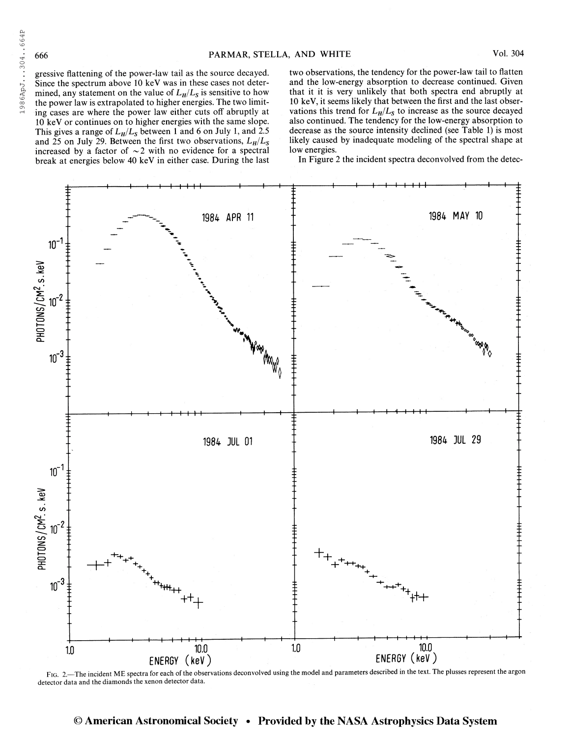gressive flattening of the power-law tail as the source decayed. Since the spectrum above 10 keV was in these cases not determined, any statement on the value of $L_H/L_S$ is sensitive to how the power law is extrapolated to higher energies. The two limiting cases are where the power law either cuts off abruptly at 10 keV or continues on to higher energies with the same slope. This gives a range of $L_H/L_S$ between 1 and 6 on July 1, and 2.5 and 25 on July 29. Between the first two observations, $L_H/L_S$ increased by a factor of $\sim 2$ with no evidence for a spectral break at energies below 40 keV in either case. During the last two observations, the tendency for the power-law tail to flatten and the low-energy absorption to decrease continued. Given that it it is very unlikely that both spectra end abruptly at 10 keV, it seems likely that between the first and the last observations this trend for $L_H/L_S$ to increase as the source decayed also continued. The tendency for the low-energy absorption to decrease as the source intensity declined (see Table 1) is most likely caused by inadequate modeling of the spectral shape at low energies.

In Figure 2 the incident spectra deconvolved from the detec-

FIG. 2.—The incident ME spectra for each of the observations deconvolved using the model and parameters described in the text. The plusses represent the argon detector data and the diamonds the xenon detector data.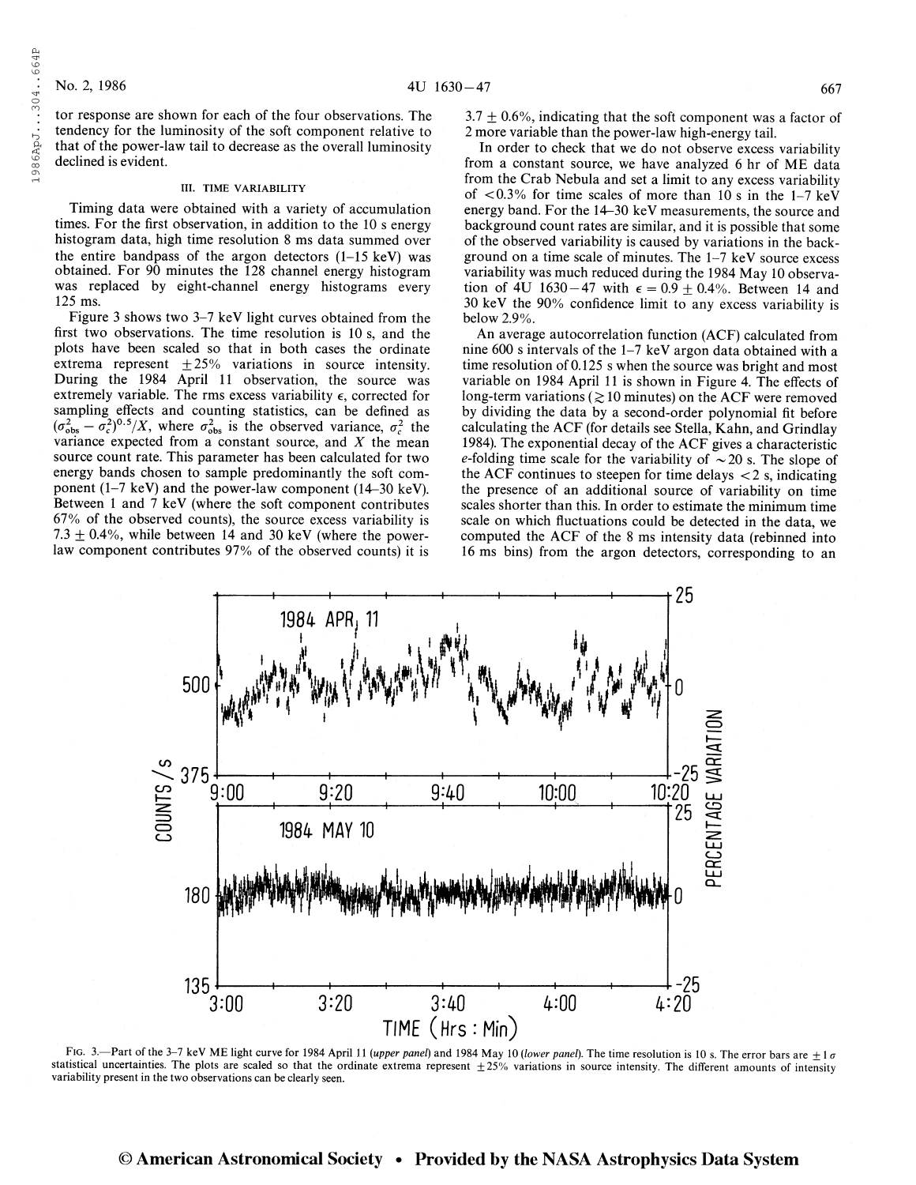tor response are shown for each of the four observations. The tendency for the luminosity of the soft component relative to that of the power-law tail to decrease as the overall luminosity declined is evident.

### III. TIME VARIABILITY

Timing data were obtained with a variety of accumulation times. For the first observation, in addition to the 10 s energy histogram data, high time resolution 8 ms data summed over the entire bandpass of the argon detectors (1–15 keV) was obtained. For 90 minutes the 128 channel energy histogram was replaced by eight-channel energy histograms every 125 ms.

Figure 3 shows two 3–7 keV light curves obtained from the first two observations. The time resolution is 10 s, and the plots have been scaled so that in both cases the ordinate extrema represent ±25% variations in source intensity. During the 1984 April 11 observation, the source was extremely variable. The rms excess variability $\epsilon$, corrected for sampling effects and counting statistics, can be defined as $(\sigma_{obs}^2 - \sigma_c^2)^{0.5}/X$, where $\sigma_{obs}^2$ is the observed variance, $\sigma_c^2$ the variance expected from a constant source, and $X$ the mean source count rate. This parameter has been calculated for two energy bands chosen to sample predominantly the soft component (1–7 keV) and the power-law component (14–30 keV). Between 1 and 7 keV (where the soft component contributes 67% of the observed counts), the source excess variability is 7.3 ± 0.4%, while between 14 and 30 keV (where the power-law component contributes 97% of the observed counts) it is 3.7 ± 0.6%, indicating that the soft component was a factor of 2 more variable than the power-law high-energy tail.

In order to check that we do not observe excess variability from a constant source, we have analyzed 6 hr of ME data from the Crab Nebula and set a limit to any excess variability of <0.3% for time scales of more than 10 s in the 1–7 keV energy band. For the 14–30 keV measurements, the source and background count rates are similar, and it is possible that some of the observed variability is caused by variations in the background on a time scale of minutes. The 1–7 keV source excess variability was much reduced during the 1984 May 10 observation of 4U 1630−47 with $\epsilon = 0.9 \pm 0.4\%$. Between 14 and 30 keV the 90% confidence limit to any excess variability is below 2.9%.

An average autocorrelation function (ACF) calculated from nine 600 s intervals of the 1–7 keV argon data obtained with a time resolution of 0.125 s when the source was bright and most variable on 1984 April 11 is shown in Figure 4. The effects of long-term variations ($\gtrsim$10 minutes) on the ACF were removed by dividing the data by a second-order polynomial fit before calculating the ACF (for details see Stella, Kahn, and Grindlay 1984). The exponential decay of the ACF gives a characteristic $e$-folding time scale for the variability of ~20 s. The slope of the ACF continues to steepen for time delays <2 s, indicating the presence of an additional source of variability on time scales shorter than this. In order to estimate the minimum time scale on which fluctuations could be detected in the data, we computed the ACF of the 8 ms intensity data (rebinned into 16 ms bins) from the argon detectors, corresponding to an

FIG. 3.—Part of the 3–7 keV ME light curve for 1984 April 11 (*upper panel*) and 1984 May 10 (*lower panel*). The time resolution is 10 s. The error bars are ±1 σ statistical uncertainties. The plots are scaled so that the ordinate extrema represent ±25% variations in source intensity. The different amounts of intensity variability present in the two observations can be clearly seen.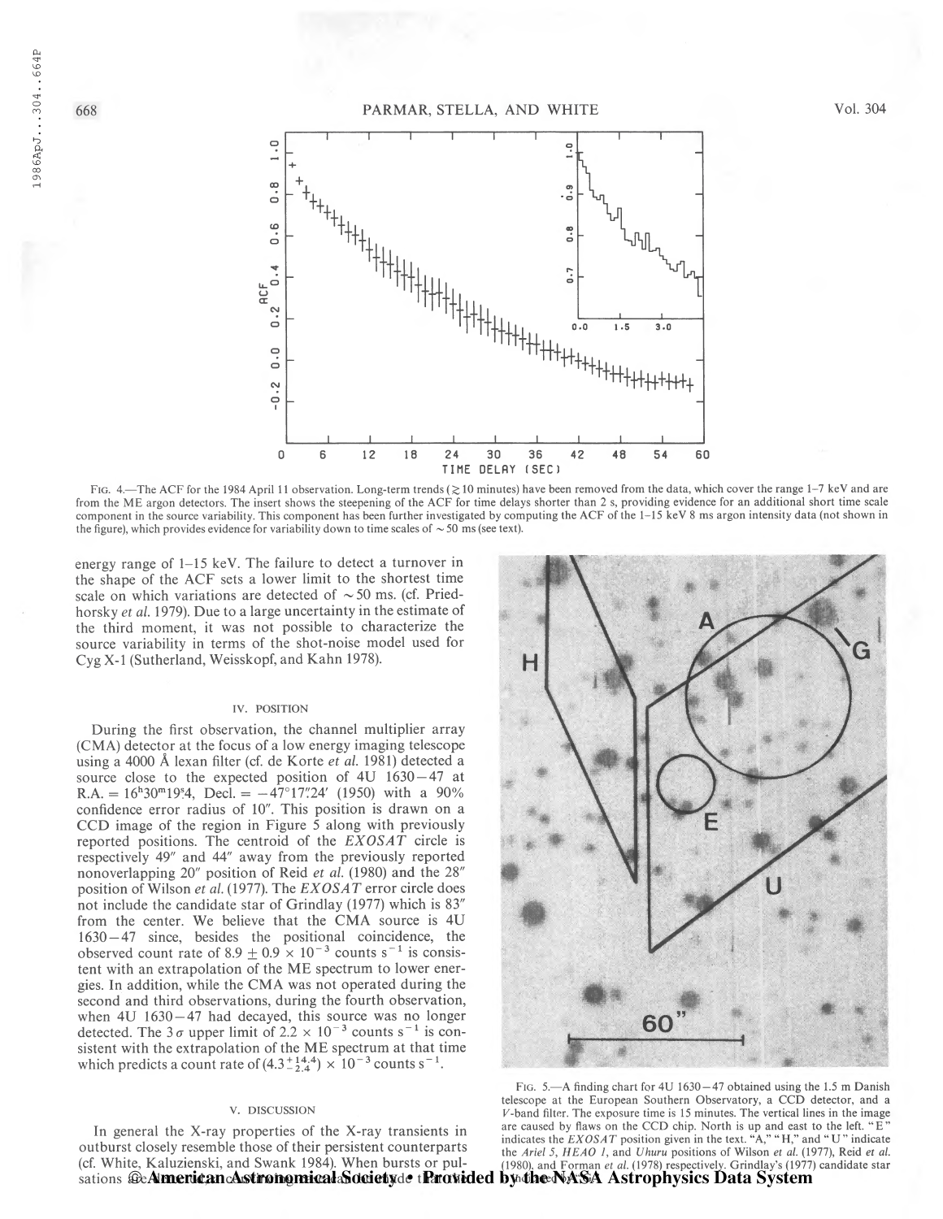FIG. 4.—The ACF for the 1984 April 11 observation. Long-term trends ($\gtrsim$10 minutes) have been removed from the data, which cover the range 1–7 keV and are from the ME argon detectors. The insert shows the steepening of the ACF for time delays shorter than 2 s, providing evidence for an additional short time scale component in the source variability. This component has been further investigated by computing the ACF of the 1–15 keV 8 ms argon intensity data (not shown in the figure), which provides evidence for variability down to time scales of ~50 ms (see text).

energy range of 1–15 keV. The failure to detect a turnover in the shape of the ACF sets a lower limit to the shortest time scale on which variations are detected of ~50 ms. (cf. Priedhorsky *et al.* 1979). Due to a large uncertainty in the estimate of the third moment, it was not possible to characterize the source variability in terms of the shot-noise model used for Cyg X-1 (Sutherland, Weisskopf, and Kahn 1978).

## IV. POSITION

During the first observation, the channel multiplier array (CMA) detector at the focus of a low energy imaging telescope using a 4000 Å lexan filter (cf. de Korte *et al.* 1981) detected a source close to the expected position of 4U 1630−47 at R.A. = $16^h30^m19^s.4$, Decl. = $-47°17'.24'$ (1950) with a 90% confidence error radius of 10″. This position is drawn on a CCD image of the region in Figure 5 along with previously reported positions. The centroid of the *EXOSAT* circle is respectively 49″ and 44″ away from the previously reported nonoverlapping 20″ position of Reid *et al.* (1980) and the 28″ position of Wilson *et al.* (1977). The *EXOSAT* error circle does not include the candidate star of Grindlay (1977) which is 83″ from the center. We believe that the CMA source is 4U 1630−47 since, besides the positional coincidence, the observed count rate of $8.9 \pm 0.9 \times 10^{-3}$ counts $s^{-1}$ is consistent with an extrapolation of the ME spectrum to lower energies. In addition, while the CMA was not operated during the second and third observations, during the fourth observation, when 4U 1630−47 had decayed, this source was no longer detected. The $3\sigma$ upper limit of $2.2 \times 10^{-3}$ counts $s^{-1}$ is consistent with the extrapolation of the ME spectrum at that time which predicts a count rate of $(4.3^{+14.4}_{-2.4}) \times 10^{-3}$ counts $s^{-1}$.

FIG. 5.—A finding chart for 4U 1630−47 obtained using the 1.5 m Danish telescope at the European Southern Observatory, a CCD detector, and a $V$-band filter. The exposure time is 15 minutes. The vertical lines in the image are caused by flaws on the CCD chip. North is up and east to the left. "E" indicates the *EXOSAT* position given in the text. "A," "H," and "U" indicate the *Ariel 5*, *HEAO 1*, and *Uhuru* positions of Wilson *et al.* (1977), Reid *et al.* (1980), and Forman *et al.* (1978) respectively. Grindlay's (1977) candidate star is indicated by "G."

## V. DISCUSSION

In general the X-ray properties of the X-ray transients in outburst closely resemble those of their persistent counterparts (cf. White, Kaluzienski, and Swank 1984). When bursts or pulsations are detected, ... to include the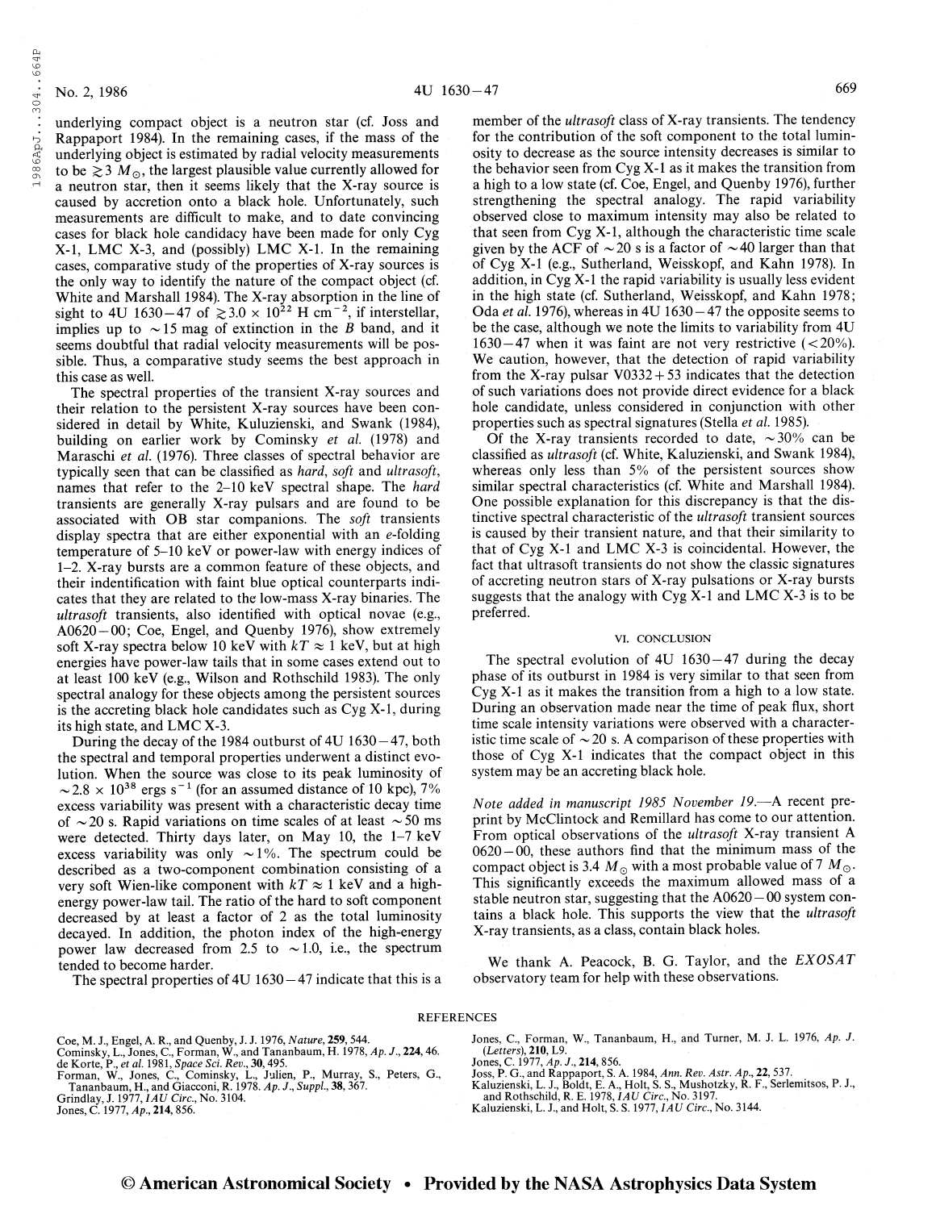underlying compact object is a neutron star (cf. Joss and Rappaport 1984). In the remaining cases, if the mass of the underlying object is estimated by radial velocity measurements to be $\gtrsim 3\ M_{\odot}$, the largest plausible value currently allowed for a neutron star, then it seems likely that the X-ray source is caused by accretion onto a black hole. Unfortunately, such measurements are difficult to make, and to date convincing cases for black hole candidacy have been made for only Cyg X-1, LMC X-3, and (possibly) LMC X-1. In the remaining cases, comparative study of the properties of X-ray sources is the only way to identify the nature of the compact object (cf. White and Marshall 1984). The X-ray absorption in the line of sight to 4U 1630−47 of $\gtrsim 3.0 \times 10^{22}$ H cm$^{-2}$, if interstellar, implies up to $\sim 15$ mag of extinction in the *B* band, and it seems doubtful that radial velocity measurements will be possible. Thus, a comparative study seems the best approach in this case as well.

The spectral properties of the transient X-ray sources and their relation to the persistent X-ray sources have been considered in detail by White, Kuluzienski, and Swank (1984), building on earlier work by Cominsky *et al.* (1978) and Maraschi *et al.* (1976). Three classes of spectral behavior are typically seen that can be classified as *hard*, *soft* and *ultrasoft*, names that refer to the 2–10 keV spectral shape. The *hard* transients are generally X-ray pulsars and are found to be associated with OB star companions. The *soft* transients display spectra that are either exponential with an *e*-folding temperature of 5–10 keV or power-law with energy indices of 1–2. X-ray bursts are a common feature of these objects, and their indentification with faint blue optical counterparts indicates that they are related to the low-mass X-ray binaries. The *ultrasoft* transients, also identified with optical novae (e.g., A0620−00; Coe, Engel, and Quenby 1976), show extremely soft X-ray spectra below 10 keV with $kT \approx 1$ keV, but at high energies have power-law tails that in some cases extend out to at least 100 keV (e.g., Wilson and Rothschild 1983). The only spectral analogy for these objects among the persistent sources is the accreting black hole candidates such as Cyg X-1, during its high state, and LMC X-3.

During the decay of the 1984 outburst of 4U 1630−47, both the spectral and temporal properties underwent a distinct evolution. When the source was close to its peak luminosity of $\sim 2.8 \times 10^{38}$ ergs s$^{-1}$ (for an assumed distance of 10 kpc), 7% excess variability was present with a characteristic decay time of $\sim 20$ s. Rapid variations on time scales of at least $\sim 50$ ms were detected. Thirty days later, on May 10, the 1–7 keV excess variability was only $\sim 1$%. The spectrum could be described as a two-component combination consisting of a very soft Wien-like component with $kT \approx 1$ keV and a high-energy power-law tail. The ratio of the hard to soft component decreased by at least a factor of 2 as the total luminosity decayed. In addition, the photon index of the high-energy power law decreased from 2.5 to $\sim 1.0$, i.e., the spectrum tended to become harder.

The spectral properties of 4U 1630−47 indicate that this is a member of the *ultrasoft* class of X-ray transients. The tendency for the contribution of the soft component to the total luminosity to decrease as the source intensity decreases is similar to the behavior seen from Cyg X-1 as it makes the transition from a high to a low state (cf. Coe, Engel, and Quenby 1976), further strengthening the spectral analogy. The rapid variability observed close to maximum intensity may also be related to that seen from Cyg X-1, although the characteristic time scale given by the ACF of $\sim 20$ s is a factor of $\sim 40$ larger than that of Cyg X-1 (e.g., Sutherland, Weisskopf, and Kahn 1978). In addition, in Cyg X-1 the rapid variability is usually less evident in the high state (cf. Sutherland, Weisskopf, and Kahn 1978; Oda *et al.* 1976), whereas in 4U 1630−47 the opposite seems to be the case, although we note the limits to variability from 4U 1630−47 when it was faint are not very restrictive ($<20$%). We caution, however, that the detection of rapid variability from the X-ray pulsar V0332+53 indicates that the detection of such variations does not provide direct evidence for a black hole candidate, unless considered in conjunction with other properties such as spectral signatures (Stella *et al.* 1985).

Of the X-ray transients recorded to date, $\sim 30$% can be classified as *ultrasoft* (cf. White, Kaluzienski, and Swank 1984), whereas only less than 5% of the persistent sources show similar spectral characteristics (cf. White and Marshall 1984). One possible explanation for this discrepancy is that the distinctive spectral characteristic of the *ultrasoft* transient sources is caused by their transient nature, and that their similarity to that of Cyg X-1 and LMC X-3 is coincidental. However, the fact that ultrasoft transients do not show the classic signatures of accreting neutron stars of X-ray pulsations or X-ray bursts suggests that the analogy with Cyg X-1 and LMC X-3 is to be preferred.

## VI. CONCLUSION

The spectral evolution of 4U 1630−47 during the decay phase of its outburst in 1984 is very similar to that seen from Cyg X-1 as it makes the transition from a high to a low state. During an observation made near the time of peak flux, short time scale intensity variations were observed with a characteristic time scale of $\sim 20$ s. A comparison of these properties with those of Cyg X-1 indicates that the compact object in this system may be an accreting black hole.

*Note added in manuscript 1985 November 19.*—A recent preprint by McClintock and Remillard has come to our attention. From optical observations of the *ultrasoft* X-ray transient A 0620−00, these authors find that the minimum mass of the compact object is 3.4 $M_{\odot}$ with a most probable value of 7 $M_{\odot}$. This significantly exceeds the maximum allowed mass of a stable neutron star, suggesting that the A0620−00 system contains a black hole. This supports the view that the *ultrasoft* X-ray transients, as a class, contain black holes.

We thank A. Peacock, B. G. Taylor, and the *EXOSAT* observatory team for help with these observations.

## REFERENCES

Coe, M. J., Engel, A. R., and Quenby, J. J. 1976, *Nature*, **259**, 544.
Cominsky, L., Jones, C., Forman, W., and Tananbaum, H. 1978, *Ap. J.*, **224**, 46.
de Korte, P., *et al.* 1981, *Space Sci. Rev.*, **30**, 495.
Forman, W., Jones, C., Cominsky, L., Julien, P., Murray, S., Peters, G., Tananbaum, H., and Giacconi, R. 1978. *Ap. J., Suppl.*, **38**, 367.
Grindlay, J. 1977, *IAU Circ.*, No. 3104.
Jones, C. 1977, *Ap.*, **214**, 856.
Jones, C., Forman, W., Tananbaum, H., and Turner, M. J. L. 1976, *Ap. J. (Letters)*, **210**, L9.
Jones, C. 1977, *Ap. J.*, **214**, 856.
Joss, P. G., and Rappaport, S. A. 1984, *Ann. Rev. Astr. Ap.*, **22**, 537.
Kaluzienski, L. J., Boldt, E. A., Holt, S. S., Mushotzky, R. F., Serlemitsos, P. J., and Rothschild, R. E. 1978, *IAU Circ.*, No. 3197.
Kaluzienski, L. J., and Holt, S. S. 1977, *IAU Circ.*, No. 3144.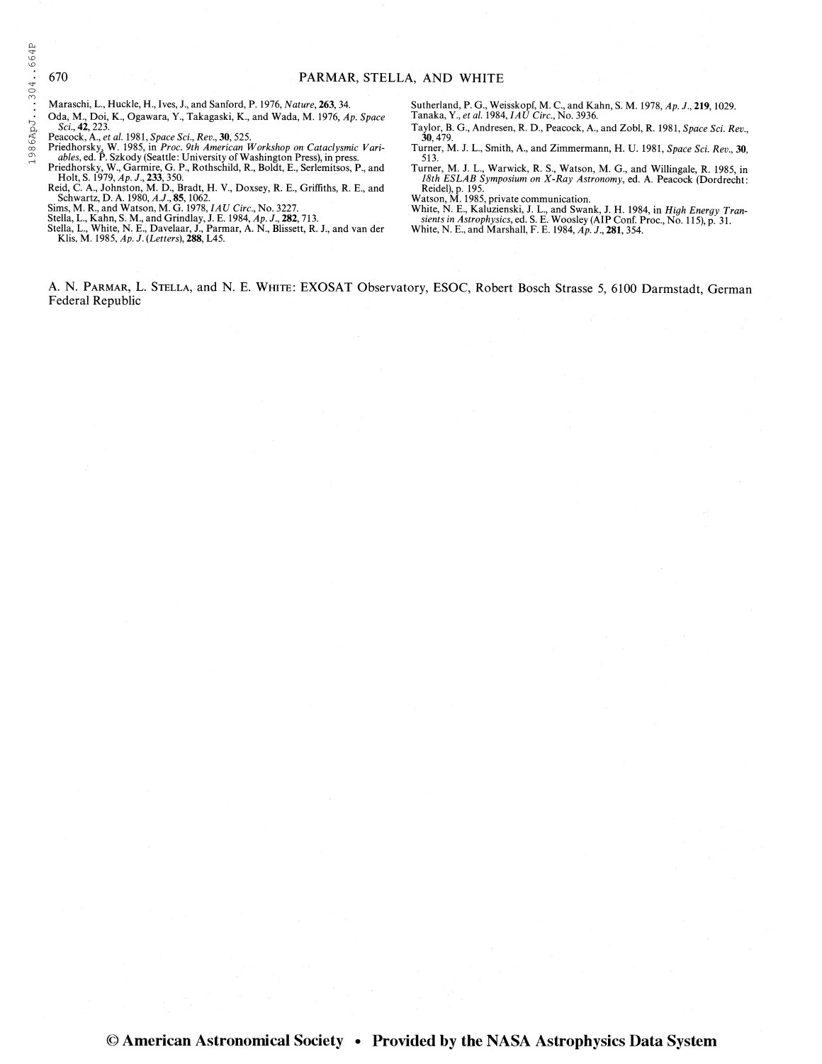Maraschi, L., Huckle, H., Ives, J., and Sanford, P. 1976, *Nature*, **263**, 34.

Oda, M., Doi, K., Ogawara, Y., Takagaski, K., and Wada, M. 1976, *Ap. Space Sci.*, **42**, 223.

Peacock, A., *et al.* 1981, *Space Sci. Rev.*, **30**, 525.

Priedhorsky, W. 1985, in *Proc. 9th American Workshop on Cataclysmic Variables*, ed. P. Szkody (Seattle: University of Washington Press), in press.

Priedhorsky, W., Garmire, G. P., Rothschild, R., Boldt, E., Serlemitsos, P., and Holt, S. 1979, *Ap. J.*, **233**, 350.

Reid, C. A., Johnston, M. D., Bradt, H. V., Doxsey, R. E., Griffiths, R. E., and Schwartz, D. A. 1980, *A.J.*, **85**, 1062.

Sims, M. R., and Watson, M. G. 1978, *IAU Circ.*, No. 3227.

Stella, L., Kahn, S. M., and Grindlay, J. E. 1984, *Ap. J.*, **282**, 713.

Stella, L., White, N. E., Davelaar, J., Parmar, A. N., Blissett, R. J., and van der Klis, M. 1985, *Ap. J. (Letters)*, **288**, L45.

Sutherland, P. G., Weisskopf, M. C., and Kahn, S. M. 1978, *Ap. J.*, **219**, 1029.

Tanaka, Y., *et al.* 1984, *IAU Circ.*, No. 3936.

Taylor, B. G., Andresen, R. D., Peacock, A., and Zobl, R. 1981, *Space Sci. Rev.*, **30**, 479.

Turner, M. J. L., Smith, A., and Zimmermann, H. U. 1981, *Space Sci. Rev.*, **30**, 513.

Turner, M. J. L., Warwick, R. S., Watson, M. G., and Willingale, R. 1985, in *18th ESLAB Symposium on X-Ray Astronomy*, ed. A. Peacock (Dordrecht: Reidel), p. 195.

Watson, M. 1985, private communication.

White, N. E., Kaluzienski, J. L., and Swank, J. H. 1984, in *High Energy Transients in Astrophysics*, ed. S. E. Woosley (AIP Conf. Proc., No. 115), p. 31.

White, N. E., and Marshall, F. E. 1984, *Ap. J.*, **281**, 354.

A. N. Parmar, L. Stella, and N. E. White: EXOSAT Observatory, ESOC, Robert Bosch Strasse 5, 6100 Darmstadt, German Federal Republic